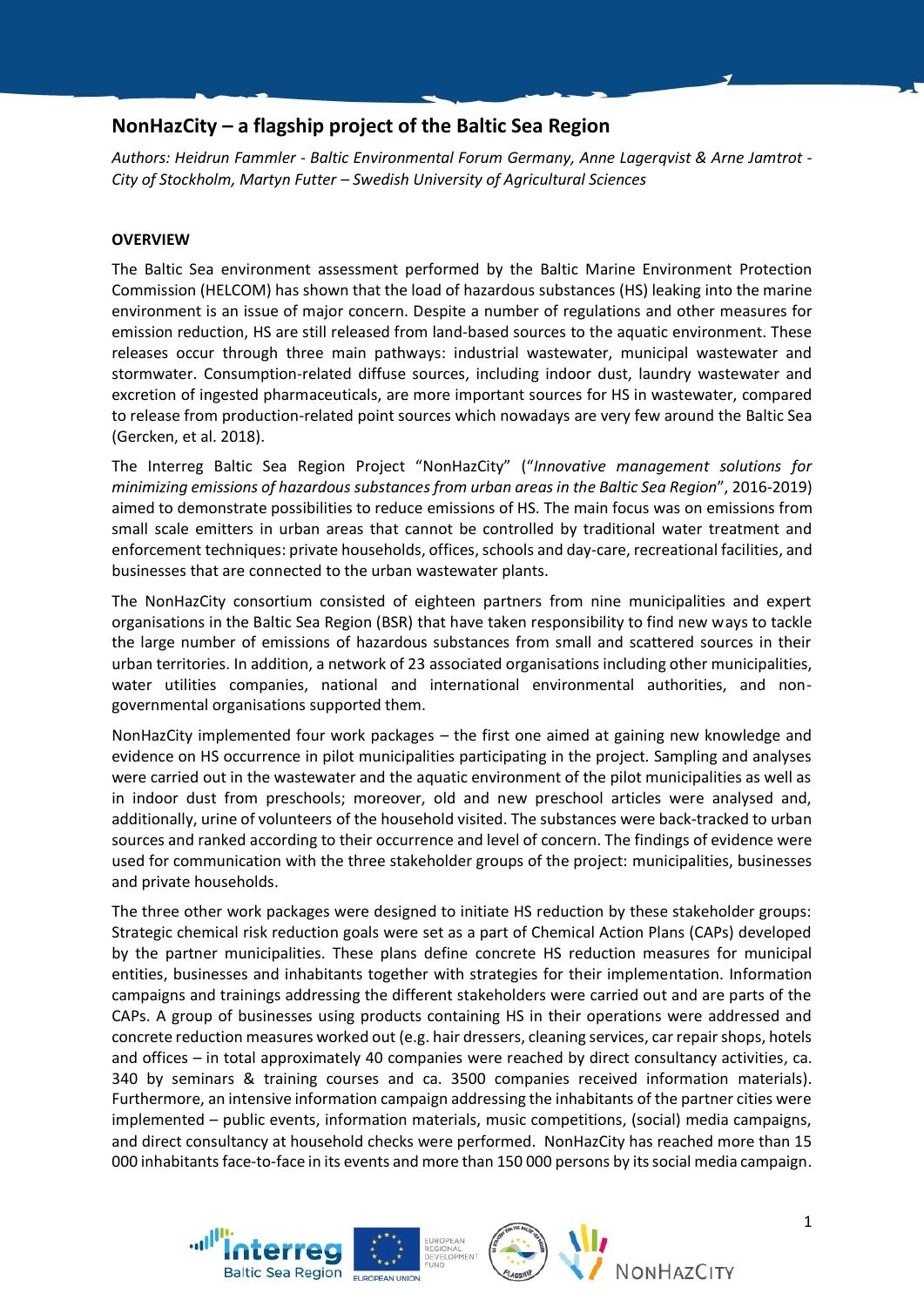# NonHazCity – a flagship project of the Baltic Sea Region

*Authors: Heidrun Fammler - Baltic Environmental Forum Germany, Anne Lagerqvist & Arne Jamtrot - City of Stockholm, Martyn Futter – Swedish University of Agricultural Sciences*

## OVERVIEW

The Baltic Sea environment assessment performed by the Baltic Marine Environment Protection Commission (HELCOM) has shown that the load of hazardous substances (HS) leaking into the marine environment is an issue of major concern. Despite a number of regulations and other measures for emission reduction, HS are still released from land-based sources to the aquatic environment. These releases occur through three main pathways: industrial wastewater, municipal wastewater and stormwater. Consumption-related diffuse sources, including indoor dust, laundry wastewater and excretion of ingested pharmaceuticals, are more important sources for HS in wastewater, compared to release from production-related point sources which nowadays are very few around the Baltic Sea (Gercken, et al. 2018).

The Interreg Baltic Sea Region Project "NonHazCity" ("*Innovative management solutions for minimizing emissions of hazardous substances from urban areas in the Baltic Sea Region*", 2016-2019) aimed to demonstrate possibilities to reduce emissions of HS. The main focus was on emissions from small scale emitters in urban areas that cannot be controlled by traditional water treatment and enforcement techniques: private households, offices, schools and day-care, recreational facilities, and businesses that are connected to the urban wastewater plants.

The NonHazCity consortium consisted of eighteen partners from nine municipalities and expert organisations in the Baltic Sea Region (BSR) that have taken responsibility to find new ways to tackle the large number of emissions of hazardous substances from small and scattered sources in their urban territories. In addition, a network of 23 associated organisations including other municipalities, water utilities companies, national and international environmental authorities, and non-governmental organisations supported them.

NonHazCity implemented four work packages – the first one aimed at gaining new knowledge and evidence on HS occurrence in pilot municipalities participating in the project. Sampling and analyses were carried out in the wastewater and the aquatic environment of the pilot municipalities as well as in indoor dust from preschools; moreover, old and new preschool articles were analysed and, additionally, urine of volunteers of the household visited. The substances were back-tracked to urban sources and ranked according to their occurrence and level of concern. The findings of evidence were used for communication with the three stakeholder groups of the project: municipalities, businesses and private households.

The three other work packages were designed to initiate HS reduction by these stakeholder groups: Strategic chemical risk reduction goals were set as a part of Chemical Action Plans (CAPs) developed by the partner municipalities. These plans define concrete HS reduction measures for municipal entities, businesses and inhabitants together with strategies for their implementation. Information campaigns and trainings addressing the different stakeholders were carried out and are parts of the CAPs. A group of businesses using products containing HS in their operations were addressed and concrete reduction measures worked out (e.g. hair dressers, cleaning services, car repair shops, hotels and offices – in total approximately 40 companies were reached by direct consultancy activities, ca. 340 by seminars & training courses and ca. 3500 companies received information materials). Furthermore, an intensive information campaign addressing the inhabitants of the partner cities were implemented – public events, information materials, music competitions, (social) media campaigns, and direct consultancy at household checks were performed. NonHazCity has reached more than 15 000 inhabitants face-to-face in its events and more than 150 000 persons by its social media campaign.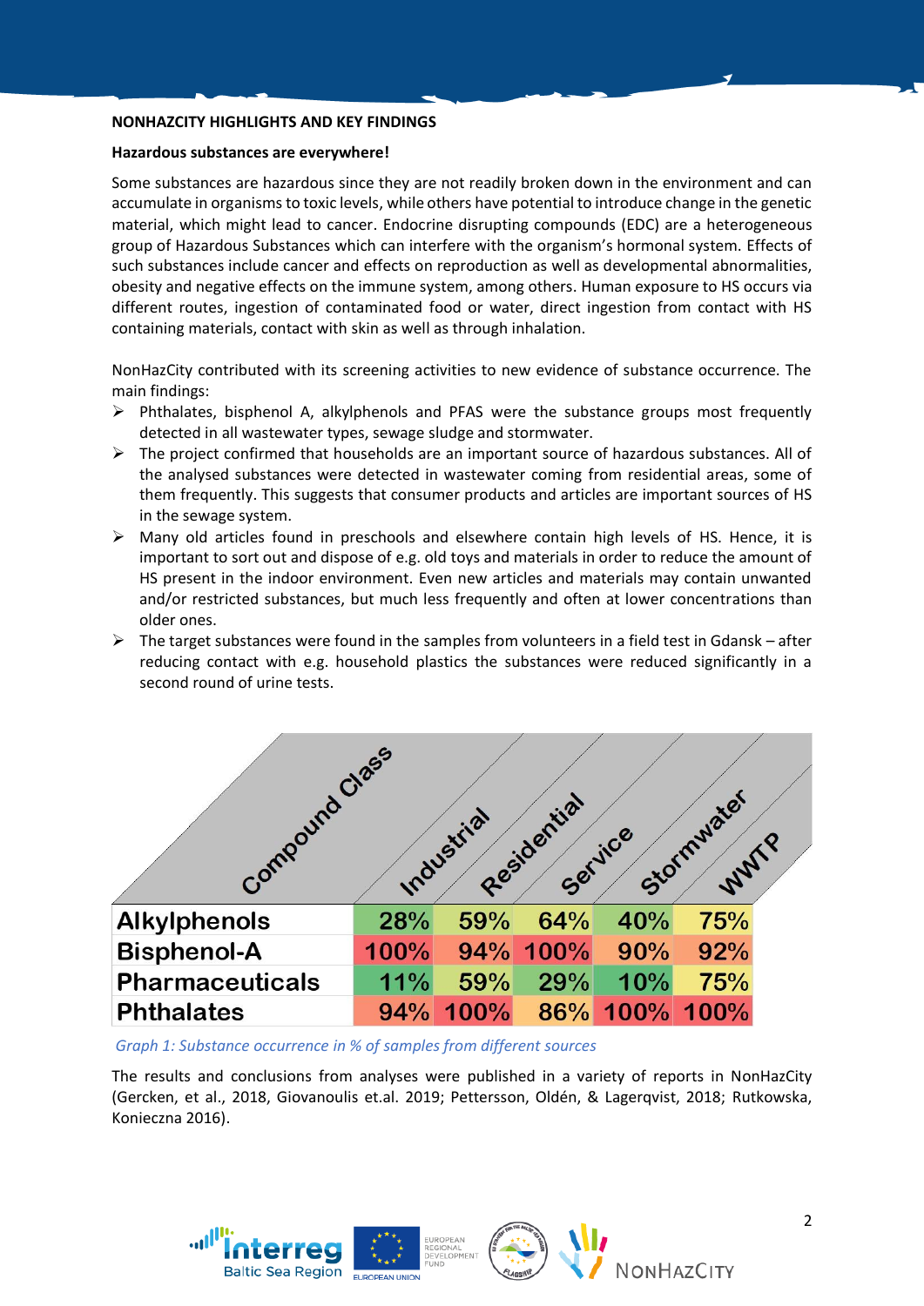**NONHAZCITY HIGHLIGHTS AND KEY FINDINGS**

**Hazardous substances are everywhere!**

Some substances are hazardous since they are not readily broken down in the environment and can accumulate in organisms to toxic levels, while others have potential to introduce change in the genetic material, which might lead to cancer. Endocrine disrupting compounds (EDC) are a heterogeneous group of Hazardous Substances which can interfere with the organism's hormonal system. Effects of such substances include cancer and effects on reproduction as well as developmental abnormalities, obesity and negative effects on the immune system, among others. Human exposure to HS occurs via different routes, ingestion of contaminated food or water, direct ingestion from contact with HS containing materials, contact with skin as well as through inhalation.

NonHazCity contributed with its screening activities to new evidence of substance occurrence. The main findings:

- Phthalates, bisphenol A, alkylphenols and PFAS were the substance groups most frequently detected in all wastewater types, sewage sludge and stormwater.
- The project confirmed that households are an important source of hazardous substances. All of the analysed substances were detected in wastewater coming from residential areas, some of them frequently. This suggests that consumer products and articles are important sources of HS in the sewage system.
- Many old articles found in preschools and elsewhere contain high levels of HS. Hence, it is important to sort out and dispose of e.g. old toys and materials in order to reduce the amount of HS present in the indoor environment. Even new articles and materials may contain unwanted and/or restricted substances, but much less frequently and often at lower concentrations than older ones.
- The target substances were found in the samples from volunteers in a field test in Gdansk – after reducing contact with e.g. household plastics the substances were reduced significantly in a second round of urine tests.

| Compound Class | Industrial | Residential | Service | Stormwater | WWTP |
|---|---|---|---|---|---|
| Alkylphenols | 28% | 59% | 64% | 40% | 75% |
| Bisphenol-A | 100% | 94% | 100% | 90% | 92% |
| Pharmaceuticals | 11% | 59% | 29% | 10% | 75% |
| Phthalates | 94% | 100% | 86% | 100% | 100% |

*Graph 1: Substance occurrence in % of samples from different sources*

The results and conclusions from analyses were published in a variety of reports in NonHazCity (Gercken, et al., 2018, Giovanoulis et.al. 2019; Pettersson, Oldén, & Lagerqvist, 2018; Rutkowska, Konieczna 2016).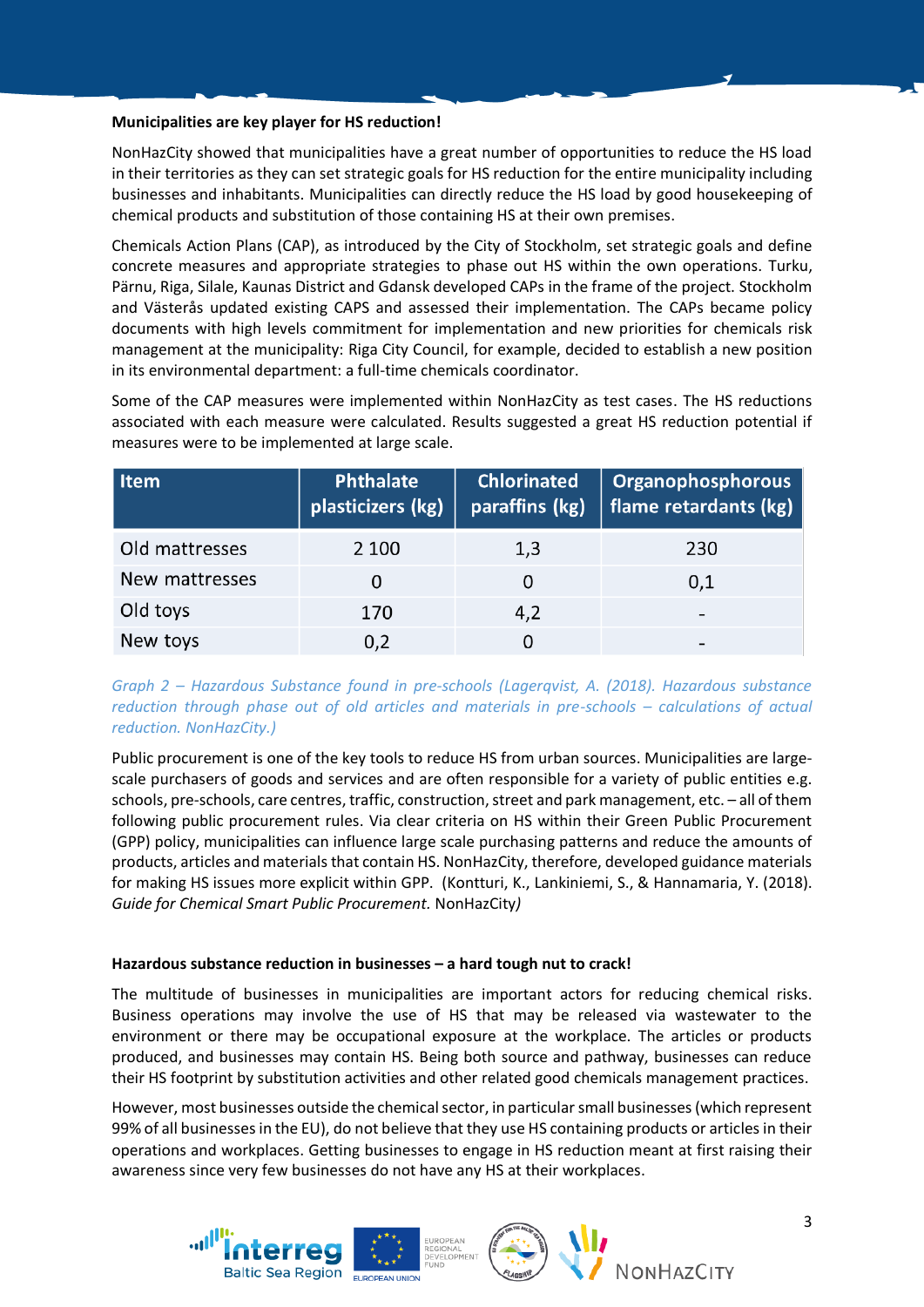**Municipalities are key player for HS reduction!**

NonHazCity showed that municipalities have a great number of opportunities to reduce the HS load in their territories as they can set strategic goals for HS reduction for the entire municipality including businesses and inhabitants. Municipalities can directly reduce the HS load by good housekeeping of chemical products and substitution of those containing HS at their own premises.

Chemicals Action Plans (CAP), as introduced by the City of Stockholm, set strategic goals and define concrete measures and appropriate strategies to phase out HS within the own operations. Turku, Pärnu, Riga, Silale, Kaunas District and Gdansk developed CAPs in the frame of the project. Stockholm and Västerås updated existing CAPS and assessed their implementation. The CAPs became policy documents with high levels commitment for implementation and new priorities for chemicals risk management at the municipality: Riga City Council, for example, decided to establish a new position in its environmental department: a full-time chemicals coordinator.

Some of the CAP measures were implemented within NonHazCity as test cases. The HS reductions associated with each measure were calculated. Results suggested a great HS reduction potential if measures were to be implemented at large scale.

| Item | Phthalate plasticizers (kg) | Chlorinated paraffins (kg) | Organophosphorous flame retardants (kg) |
|---|---|---|---|
| Old mattresses | 2 100 | 1,3 | 230 |
| New mattresses | 0 | 0 | 0,1 |
| Old toys | 170 | 4,2 | - |
| New toys | 0,2 | 0 | - |

*Graph 2 – Hazardous Substance found in pre-schools (Lagerqvist, A. (2018). Hazardous substance reduction through phase out of old articles and materials in pre-schools – calculations of actual reduction. NonHazCity.)*

Public procurement is one of the key tools to reduce HS from urban sources. Municipalities are large-scale purchasers of goods and services and are often responsible for a variety of public entities e.g. schools, pre-schools, care centres, traffic, construction, street and park management, etc. – all of them following public procurement rules. Via clear criteria on HS within their Green Public Procurement (GPP) policy, municipalities can influence large scale purchasing patterns and reduce the amounts of products, articles and materials that contain HS. NonHazCity, therefore, developed guidance materials for making HS issues more explicit within GPP. (Kontturi, K., Lankiniemi, S., & Hannamaria, Y. (2018). *Guide for Chemical Smart Public Procurement.* NonHazCity)

**Hazardous substance reduction in businesses – a hard tough nut to crack!**

The multitude of businesses in municipalities are important actors for reducing chemical risks. Business operations may involve the use of HS that may be released via wastewater to the environment or there may be occupational exposure at the workplace. The articles or products produced, and businesses may contain HS. Being both source and pathway, businesses can reduce their HS footprint by substitution activities and other related good chemicals management practices.

However, most businesses outside the chemical sector, in particular small businesses (which represent 99% of all businesses in the EU), do not believe that they use HS containing products or articles in their operations and workplaces. Getting businesses to engage in HS reduction meant at first raising their awareness since very few businesses do not have any HS at their workplaces.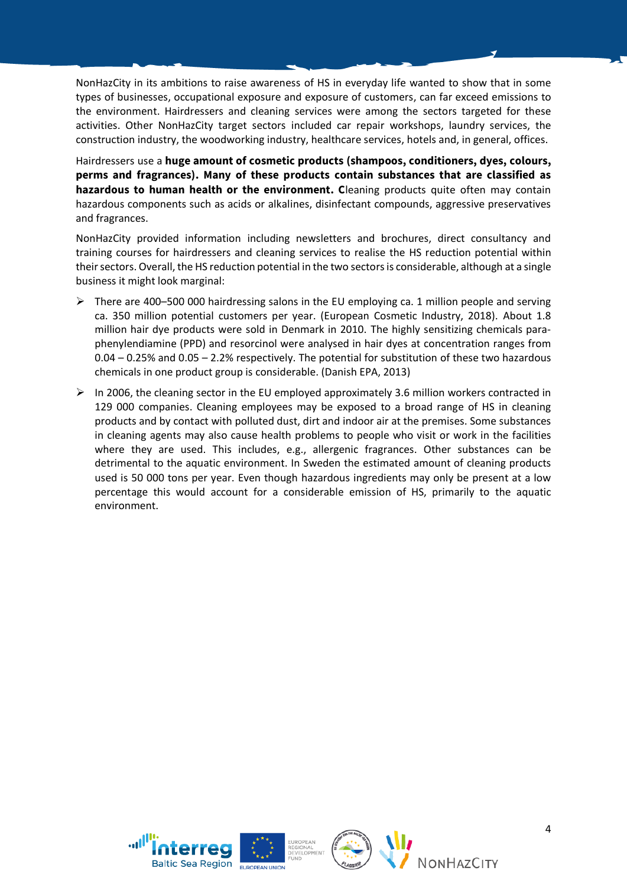NonHazCity in its ambitions to raise awareness of HS in everyday life wanted to show that in some types of businesses, occupational exposure and exposure of customers, can far exceed emissions to the environment. Hairdressers and cleaning services were among the sectors targeted for these activities. Other NonHazCity target sectors included car repair workshops, laundry services, the construction industry, the woodworking industry, healthcare services, hotels and, in general, offices.

Hairdressers use a **huge amount of cosmetic products (shampoos, conditioners, dyes, colours, perms and fragrances). Many of these products contain substances that are classified as hazardous to human health or the environment. C**leaning products quite often may contain hazardous components such as acids or alkalines, disinfectant compounds, aggressive preservatives and fragrances.

NonHazCity provided information including newsletters and brochures, direct consultancy and training courses for hairdressers and cleaning services to realise the HS reduction potential within their sectors. Overall, the HS reduction potential in the two sectors is considerable, although at a single business it might look marginal:

- There are 400–500 000 hairdressing salons in the EU employing ca. 1 million people and serving ca. 350 million potential customers per year. (European Cosmetic Industry, 2018). About 1.8 million hair dye products were sold in Denmark in 2010. The highly sensitizing chemicals para-phenylendiamine (PPD) and resorcinol were analysed in hair dyes at concentration ranges from 0.04 – 0.25% and 0.05 – 2.2% respectively. The potential for substitution of these two hazardous chemicals in one product group is considerable. (Danish EPA, 2013)
- In 2006, the cleaning sector in the EU employed approximately 3.6 million workers contracted in 129 000 companies. Cleaning employees may be exposed to a broad range of HS in cleaning products and by contact with polluted dust, dirt and indoor air at the premises. Some substances in cleaning agents may also cause health problems to people who visit or work in the facilities where they are used. This includes, e.g., allergenic fragrances. Other substances can be detrimental to the aquatic environment. In Sweden the estimated amount of cleaning products used is 50 000 tons per year. Even though hazardous ingredients may only be present at a low percentage this would account for a considerable emission of HS, primarily to the aquatic environment.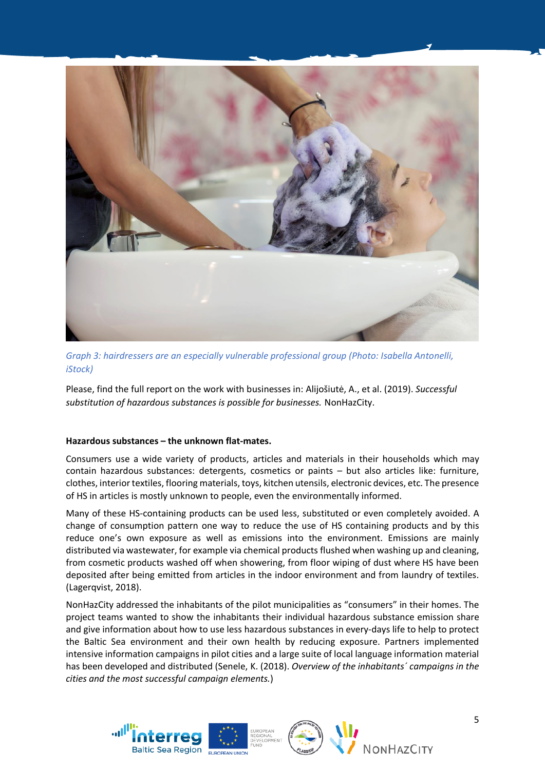*Graph 3: hairdressers are an especially vulnerable professional group (Photo: Isabella Antonelli, iStock)*

Please, find the full report on the work with businesses in: Alijošiutė, A., et al. (2019). *Successful substitution of hazardous substances is possible for businesses.* NonHazCity.

**Hazardous substances – the unknown flat-mates.**

Consumers use a wide variety of products, articles and materials in their households which may contain hazardous substances: detergents, cosmetics or paints – but also articles like: furniture, clothes, interior textiles, flooring materials, toys, kitchen utensils, electronic devices, etc. The presence of HS in articles is mostly unknown to people, even the environmentally informed.

Many of these HS-containing products can be used less, substituted or even completely avoided. A change of consumption pattern one way to reduce the use of HS containing products and by this reduce one's own exposure as well as emissions into the environment. Emissions are mainly distributed via wastewater, for example via chemical products flushed when washing up and cleaning, from cosmetic products washed off when showering, from floor wiping of dust where HS have been deposited after being emitted from articles in the indoor environment and from laundry of textiles. (Lagerqvist, 2018).

NonHazCity addressed the inhabitants of the pilot municipalities as "consumers" in their homes. The project teams wanted to show the inhabitants their individual hazardous substance emission share and give information about how to use less hazardous substances in every-days life to help to protect the Baltic Sea environment and their own health by reducing exposure. Partners implemented intensive information campaigns in pilot cities and a large suite of local language information material has been developed and distributed (Senele, K. (2018). *Overview of the inhabitants´ campaigns in the cities and the most successful campaign elements.*)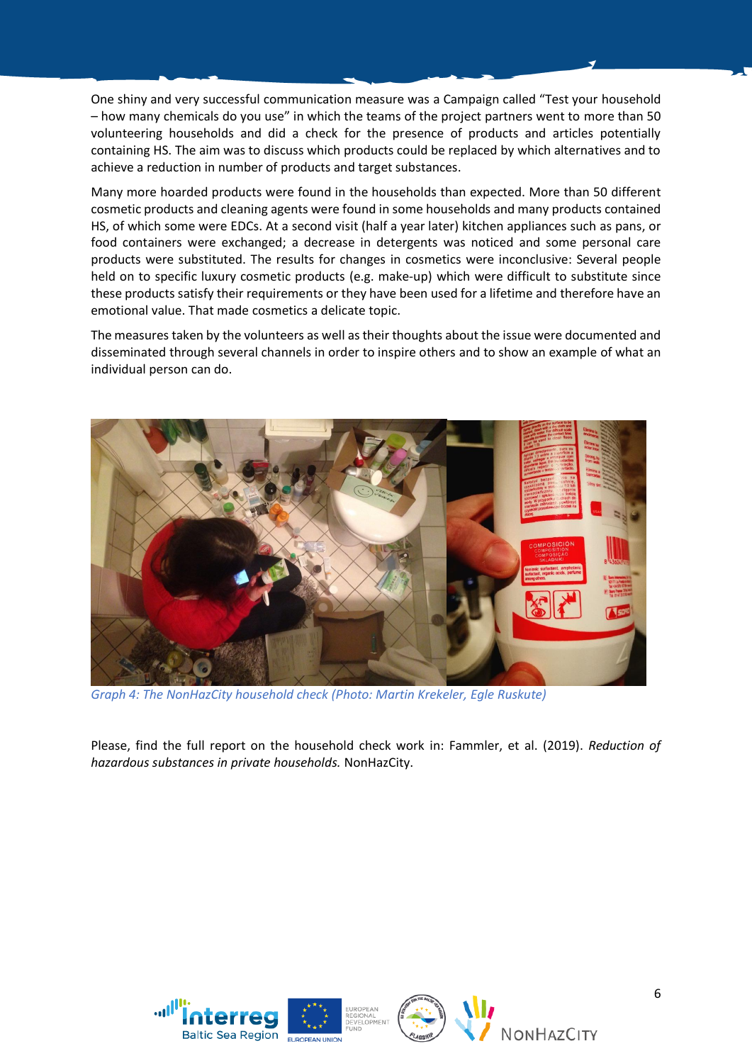One shiny and very successful communication measure was a Campaign called "Test your household – how many chemicals do you use" in which the teams of the project partners went to more than 50 volunteering households and did a check for the presence of products and articles potentially containing HS. The aim was to discuss which products could be replaced by which alternatives and to achieve a reduction in number of products and target substances.

Many more hoarded products were found in the households than expected. More than 50 different cosmetic products and cleaning agents were found in some households and many products contained HS, of which some were EDCs. At a second visit (half a year later) kitchen appliances such as pans, or food containers were exchanged; a decrease in detergents was noticed and some personal care products were substituted. The results for changes in cosmetics were inconclusive: Several people held on to specific luxury cosmetic products (e.g. make-up) which were difficult to substitute since these products satisfy their requirements or they have been used for a lifetime and therefore have an emotional value. That made cosmetics a delicate topic.

The measures taken by the volunteers as well as their thoughts about the issue were documented and disseminated through several channels in order to inspire others and to show an example of what an individual person can do.

*Graph 4: The NonHazCity household check (Photo: Martin Krekeler, Egle Ruskute)*

Please, find the full report on the household check work in: Fammler, et al. (2019). *Reduction of hazardous substances in private households.* NonHazCity.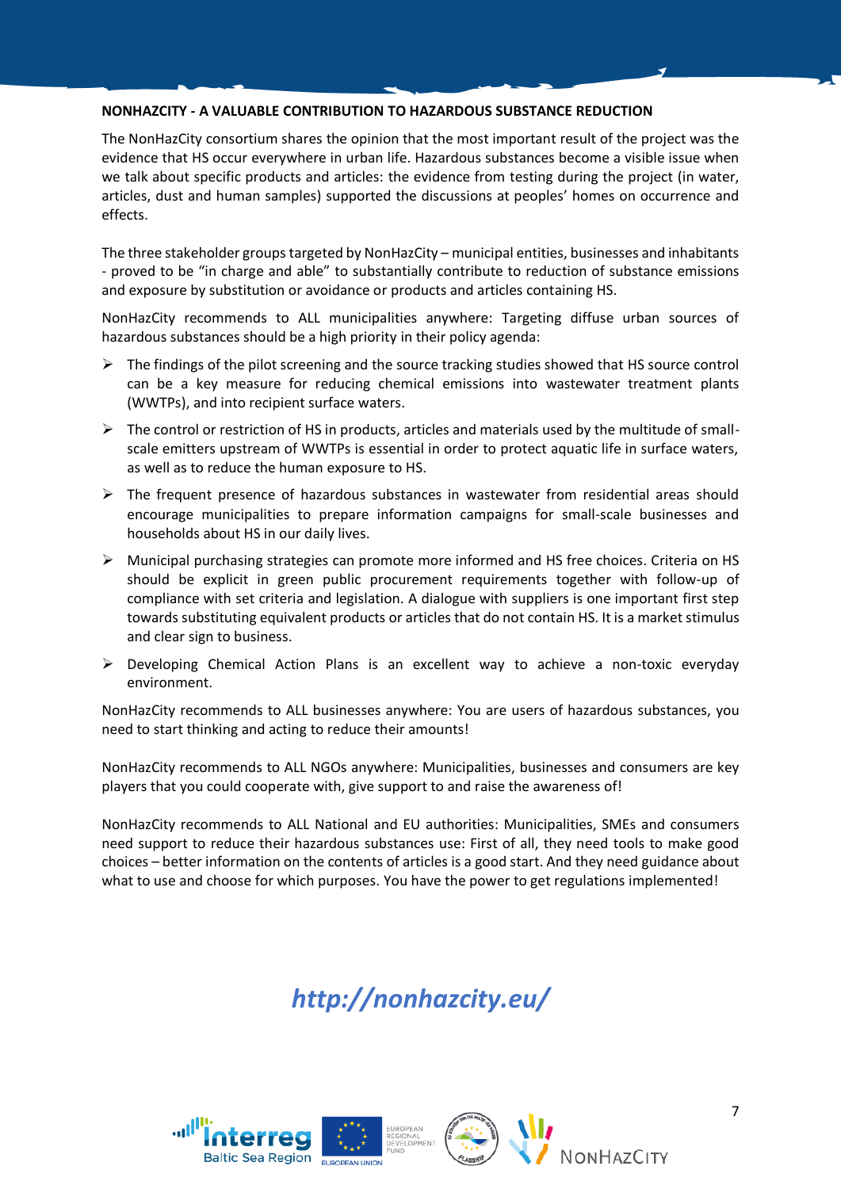## NONHAZCITY - A VALUABLE CONTRIBUTION TO HAZARDOUS SUBSTANCE REDUCTION

The NonHazCity consortium shares the opinion that the most important result of the project was the evidence that HS occur everywhere in urban life. Hazardous substances become a visible issue when we talk about specific products and articles: the evidence from testing during the project (in water, articles, dust and human samples) supported the discussions at peoples' homes on occurrence and effects.

The three stakeholder groups targeted by NonHazCity – municipal entities, businesses and inhabitants - proved to be "in charge and able" to substantially contribute to reduction of substance emissions and exposure by substitution or avoidance or products and articles containing HS.

NonHazCity recommends to ALL municipalities anywhere: Targeting diffuse urban sources of hazardous substances should be a high priority in their policy agenda:

- The findings of the pilot screening and the source tracking studies showed that HS source control can be a key measure for reducing chemical emissions into wastewater treatment plants (WWTPs), and into recipient surface waters.
- The control or restriction of HS in products, articles and materials used by the multitude of small-scale emitters upstream of WWTPs is essential in order to protect aquatic life in surface waters, as well as to reduce the human exposure to HS.
- The frequent presence of hazardous substances in wastewater from residential areas should encourage municipalities to prepare information campaigns for small-scale businesses and households about HS in our daily lives.
- Municipal purchasing strategies can promote more informed and HS free choices. Criteria on HS should be explicit in green public procurement requirements together with follow-up of compliance with set criteria and legislation. A dialogue with suppliers is one important first step towards substituting equivalent products or articles that do not contain HS. It is a market stimulus and clear sign to business.
- Developing Chemical Action Plans is an excellent way to achieve a non-toxic everyday environment.

NonHazCity recommends to ALL businesses anywhere: You are users of hazardous substances, you need to start thinking and acting to reduce their amounts!

NonHazCity recommends to ALL NGOs anywhere: Municipalities, businesses and consumers are key players that you could cooperate with, give support to and raise the awareness of!

NonHazCity recommends to ALL National and EU authorities: Municipalities, SMEs and consumers need support to reduce their hazardous substances use: First of all, they need tools to make good choices – better information on the contents of articles is a good start. And they need guidance about what to use and choose for which purposes. You have the power to get regulations implemented!

***http://nonhazcity.eu/***